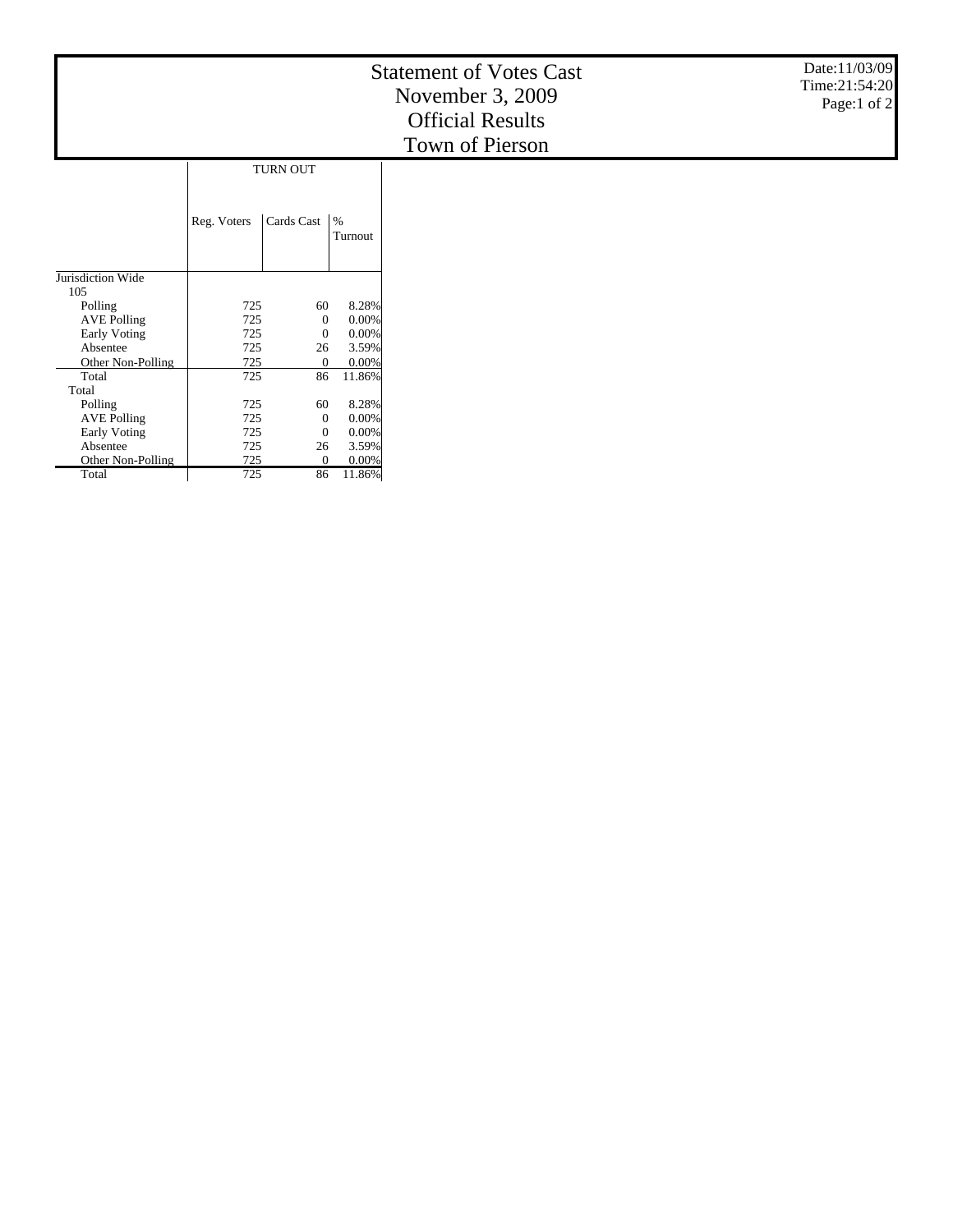# Statement of Votes Cast
# November 3, 2009
# Official Results
# Town of Pierson

Date:11/03/09
Time:21:54:20

| | TURN OUT | | |
|---|---|---|---|
| | Reg. Voters | Cards Cast | % Turnout |
| Jurisdiction Wide | | | |
| 105 | | | |
| Polling | 725 | 60 | 8.28% |
| AVE Polling | 725 | 0 | 0.00% |
| Early Voting | 725 | 0 | 0.00% |
| Absentee | 725 | 26 | 3.59% |
| Other Non-Polling | 725 | 0 | 0.00% |
| Total | 725 | 86 | 11.86% |
| Total | | | |
| Polling | 725 | 60 | 8.28% |
| AVE Polling | 725 | 0 | 0.00% |
| Early Voting | 725 | 0 | 0.00% |
| Absentee | 725 | 26 | 3.59% |
| Other Non-Polling | 725 | 0 | 0.00% |
| Total | 725 | 86 | 11.86% |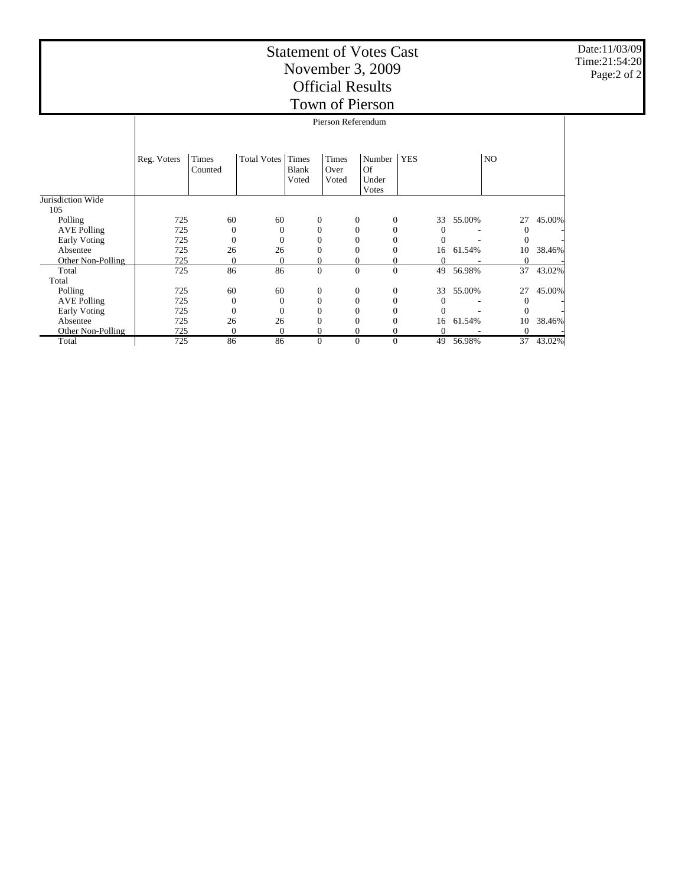# Statement of Votes Cast
# November 3, 2009
# Official Results
# Town of Pierson

Date:11/03/09
Time:21:54:20

| | Pierson Referendum | | | | | | | | | |
|---|---|---|---|---|---|---|---|---|---|---|
| | Reg. Voters | Times Counted | Total Votes | Times Blank Voted | Times Over Voted | Number Of Under Votes | YES | | NO | |
| Jurisdiction Wide | | | | | | | | | | |
| 105 | | | | | | | | | | |
| Polling | 725 | 60 | 60 | 0 | 0 | 0 | 33 | 55.00% | 27 | 45.00% |
| AVE Polling | 725 | 0 | 0 | 0 | 0 | 0 | 0 | - | 0 | - |
| Early Voting | 725 | 0 | 0 | 0 | 0 | 0 | 0 | - | 0 | - |
| Absentee | 725 | 26 | 26 | 0 | 0 | 0 | 16 | 61.54% | 10 | 38.46% |
| Other Non-Polling | 725 | 0 | 0 | 0 | 0 | 0 | 0 | - | 0 | - |
| Total | 725 | 86 | 86 | 0 | 0 | 0 | 49 | 56.98% | 37 | 43.02% |
| Total | | | | | | | | | | |
| Polling | 725 | 60 | 60 | 0 | 0 | 0 | 33 | 55.00% | 27 | 45.00% |
| AVE Polling | 725 | 0 | 0 | 0 | 0 | 0 | 0 | - | 0 | - |
| Early Voting | 725 | 0 | 0 | 0 | 0 | 0 | 0 | - | 0 | - |
| Absentee | 725 | 26 | 26 | 0 | 0 | 0 | 16 | 61.54% | 10 | 38.46% |
| Other Non-Polling | 725 | 0 | 0 | 0 | 0 | 0 | 0 | - | 0 | - |
| Total | 725 | 86 | 86 | 0 | 0 | 0 | 49 | 56.98% | 37 | 43.02% |